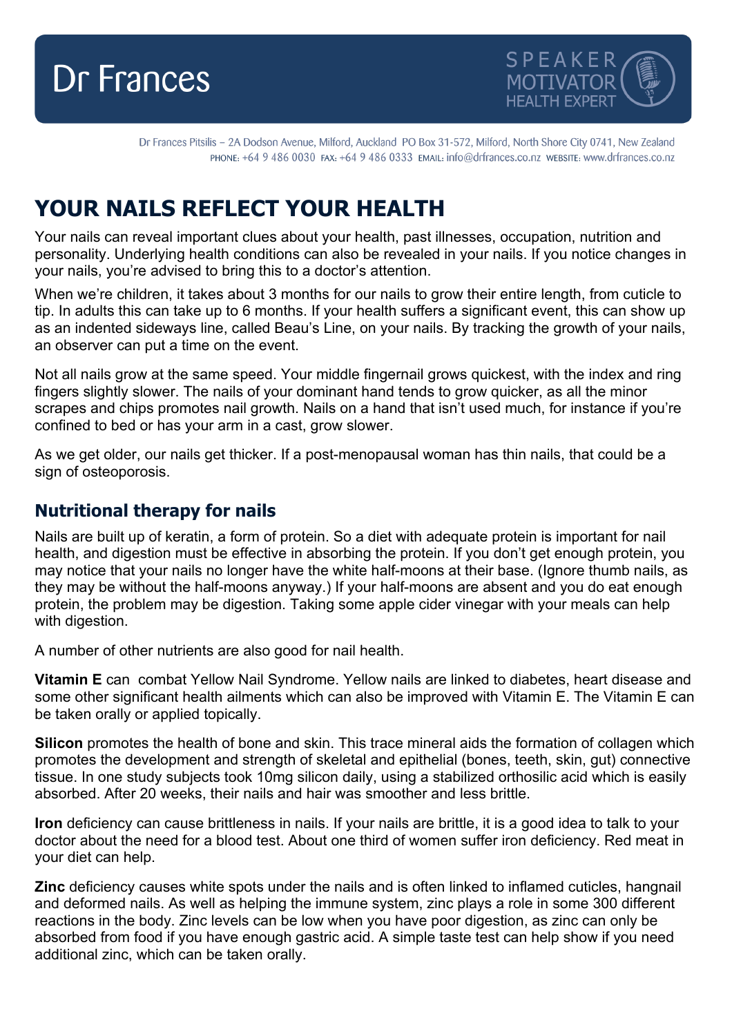Dr Frances

SPEAKER MOTIVATOR HEALTH EXPERT

Dr Frances Pitsilis – 2A Dodson Avenue, Milford, Auckland PO Box 31-572, Milford, North Shore City 0741, New Zealand
PHONE: +64 9 486 0030 FAX: +64 9 486 0333 EMAIL: info@drfrances.co.nz WEBSITE: www.drfrances.co.nz

# YOUR NAILS REFLECT YOUR HEALTH

Your nails can reveal important clues about your health, past illnesses, occupation, nutrition and personality. Underlying health conditions can also be revealed in your nails. If you notice changes in your nails, you're advised to bring this to a doctor's attention.

When we're children, it takes about 3 months for our nails to grow their entire length, from cuticle to tip. In adults this can take up to 6 months. If your health suffers a significant event, this can show up as an indented sideways line, called Beau's Line, on your nails. By tracking the growth of your nails, an observer can put a time on the event.

Not all nails grow at the same speed. Your middle fingernail grows quickest, with the index and ring fingers slightly slower. The nails of your dominant hand tends to grow quicker, as all the minor scrapes and chips promotes nail growth. Nails on a hand that isn't used much, for instance if you're confined to bed or has your arm in a cast, grow slower.

As we get older, our nails get thicker. If a post-menopausal woman has thin nails, that could be a sign of osteoporosis.

## Nutritional therapy for nails

Nails are built up of keratin, a form of protein. So a diet with adequate protein is important for nail health, and digestion must be effective in absorbing the protein. If you don't get enough protein, you may notice that your nails no longer have the white half-moons at their base. (Ignore thumb nails, as they may be without the half-moons anyway.) If your half-moons are absent and you do eat enough protein, the problem may be digestion. Taking some apple cider vinegar with your meals can help with digestion.

A number of other nutrients are also good for nail health.

**Vitamin E** can combat Yellow Nail Syndrome. Yellow nails are linked to diabetes, heart disease and some other significant health ailments which can also be improved with Vitamin E. The Vitamin E can be taken orally or applied topically.

**Silicon** promotes the health of bone and skin. This trace mineral aids the formation of collagen which promotes the development and strength of skeletal and epithelial (bones, teeth, skin, gut) connective tissue. In one study subjects took 10mg silicon daily, using a stabilized orthosilic acid which is easily absorbed. After 20 weeks, their nails and hair was smoother and less brittle.

**Iron** deficiency can cause brittleness in nails. If your nails are brittle, it is a good idea to talk to your doctor about the need for a blood test. About one third of women suffer iron deficiency. Red meat in your diet can help.

**Zinc** deficiency causes white spots under the nails and is often linked to inflamed cuticles, hangnail and deformed nails. As well as helping the immune system, zinc plays a role in some 300 different reactions in the body. Zinc levels can be low when you have poor digestion, as zinc can only be absorbed from food if you have enough gastric acid. A simple taste test can help show if you need additional zinc, which can be taken orally.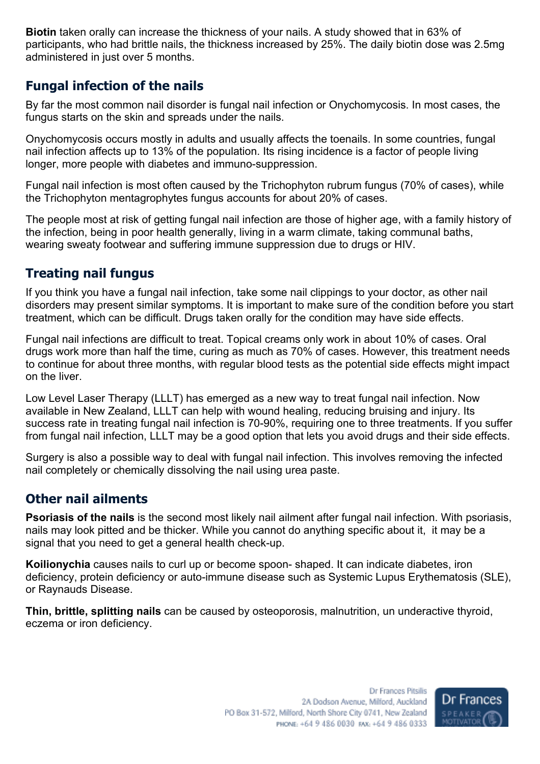**Biotin** taken orally can increase the thickness of your nails. A study showed that in 63% of participants, who had brittle nails, the thickness increased by 25%. The daily biotin dose was 2.5mg administered in just over 5 months.

## Fungal infection of the nails

By far the most common nail disorder is fungal nail infection or Onychomycosis. In most cases, the fungus starts on the skin and spreads under the nails.

Onychomycosis occurs mostly in adults and usually affects the toenails. In some countries, fungal nail infection affects up to 13% of the population. Its rising incidence is a factor of people living longer, more people with diabetes and immuno-suppression.

Fungal nail infection is most often caused by the Trichophyton rubrum fungus (70% of cases), while the Trichophyton mentagrophytes fungus accounts for about 20% of cases.

The people most at risk of getting fungal nail infection are those of higher age, with a family history of the infection, being in poor health generally, living in a warm climate, taking communal baths, wearing sweaty footwear and suffering immune suppression due to drugs or HIV.

## Treating nail fungus

If you think you have a fungal nail infection, take some nail clippings to your doctor, as other nail disorders may present similar symptoms. It is important to make sure of the condition before you start treatment, which can be difficult. Drugs taken orally for the condition may have side effects.

Fungal nail infections are difficult to treat. Topical creams only work in about 10% of cases. Oral drugs work more than half the time, curing as much as 70% of cases. However, this treatment needs to continue for about three months, with regular blood tests as the potential side effects might impact on the liver.

Low Level Laser Therapy (LLLT) has emerged as a new way to treat fungal nail infection. Now available in New Zealand, LLLT can help with wound healing, reducing bruising and injury. Its success rate in treating fungal nail infection is 70-90%, requiring one to three treatments. If you suffer from fungal nail infection, LLLT may be a good option that lets you avoid drugs and their side effects.

Surgery is also a possible way to deal with fungal nail infection. This involves removing the infected nail completely or chemically dissolving the nail using urea paste.

## Other nail ailments

**Psoriasis of the nails** is the second most likely nail ailment after fungal nail infection. With psoriasis, nails may look pitted and be thicker. While you cannot do anything specific about it, it may be a signal that you need to get a general health check-up.

**Koilionychia** causes nails to curl up or become spoon- shaped. It can indicate diabetes, iron deficiency, protein deficiency or auto-immune disease such as Systemic Lupus Erythematosis (SLE), or Raynauds Disease.

**Thin, brittle, splitting nails** can be caused by osteoporosis, malnutrition, un underactive thyroid, eczema or iron deficiency.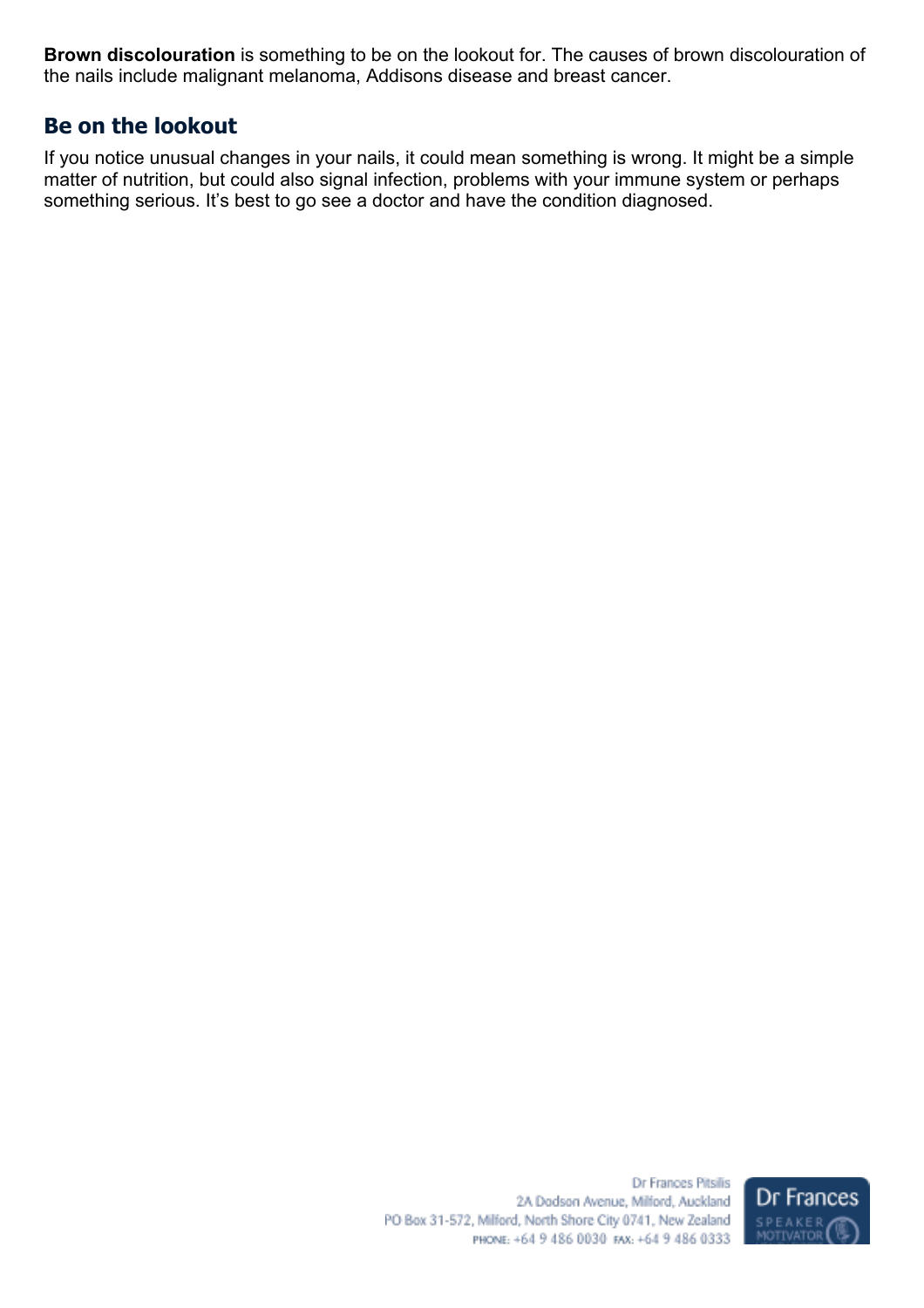**Brown discolouration** is something to be on the lookout for. The causes of brown discolouration of the nails include malignant melanoma, Addisons disease and breast cancer.

## Be on the lookout

If you notice unusual changes in your nails, it could mean something is wrong. It might be a simple matter of nutrition, but could also signal infection, problems with your immune system or perhaps something serious. It's best to go see a doctor and have the condition diagnosed.